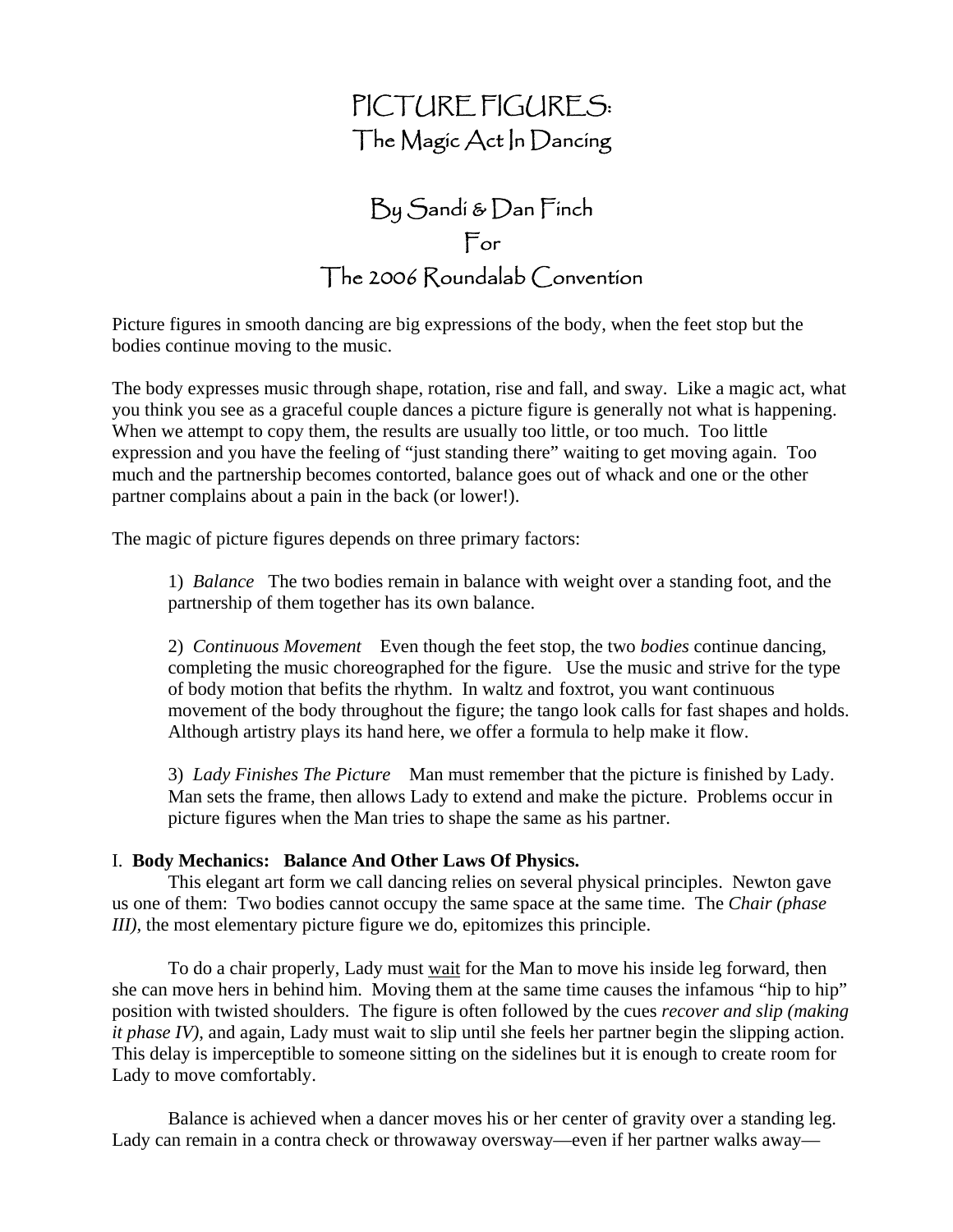# PICTURE FIGURES:
## The Magic Act In Dancing

### By Sandi & Dan Finch
### For
### The 2006 Roundalab Convention

Picture figures in smooth dancing are big expressions of the body, when the feet stop but the bodies continue moving to the music.

The body expresses music through shape, rotation, rise and fall, and sway. Like a magic act, what you think you see as a graceful couple dances a picture figure is generally not what is happening. When we attempt to copy them, the results are usually too little, or too much. Too little expression and you have the feeling of "just standing there" waiting to get moving again. Too much and the partnership becomes contorted, balance goes out of whack and one or the other partner complains about a pain in the back (or lower!).

The magic of picture figures depends on three primary factors:

1) *Balance* The two bodies remain in balance with weight over a standing foot, and the partnership of them together has its own balance.

2) *Continuous Movement* Even though the feet stop, the two *bodies* continue dancing, completing the music choreographed for the figure. Use the music and strive for the type of body motion that befits the rhythm. In waltz and foxtrot, you want continuous movement of the body throughout the figure; the tango look calls for fast shapes and holds. Although artistry plays its hand here, we offer a formula to help make it flow.

3) *Lady Finishes The Picture* Man must remember that the picture is finished by Lady. Man sets the frame, then allows Lady to extend and make the picture. Problems occur in picture figures when the Man tries to shape the same as his partner.

I. **Body Mechanics: Balance And Other Laws Of Physics.**

This elegant art form we call dancing relies on several physical principles. Newton gave us one of them: Two bodies cannot occupy the same space at the same time. The *Chair (phase III)*, the most elementary picture figure we do, epitomizes this principle.

To do a chair properly, Lady must <u>wait</u> for the Man to move his inside leg forward, then she can move hers in behind him. Moving them at the same time causes the infamous "hip to hip" position with twisted shoulders. The figure is often followed by the cues *recover and slip (making it phase IV)*, and again, Lady must wait to slip until she feels her partner begin the slipping action. This delay is imperceptible to someone sitting on the sidelines but it is enough to create room for Lady to move comfortably.

Balance is achieved when a dancer moves his or her center of gravity over a standing leg. Lady can remain in a contra check or throwaway oversway—even if her partner walks away—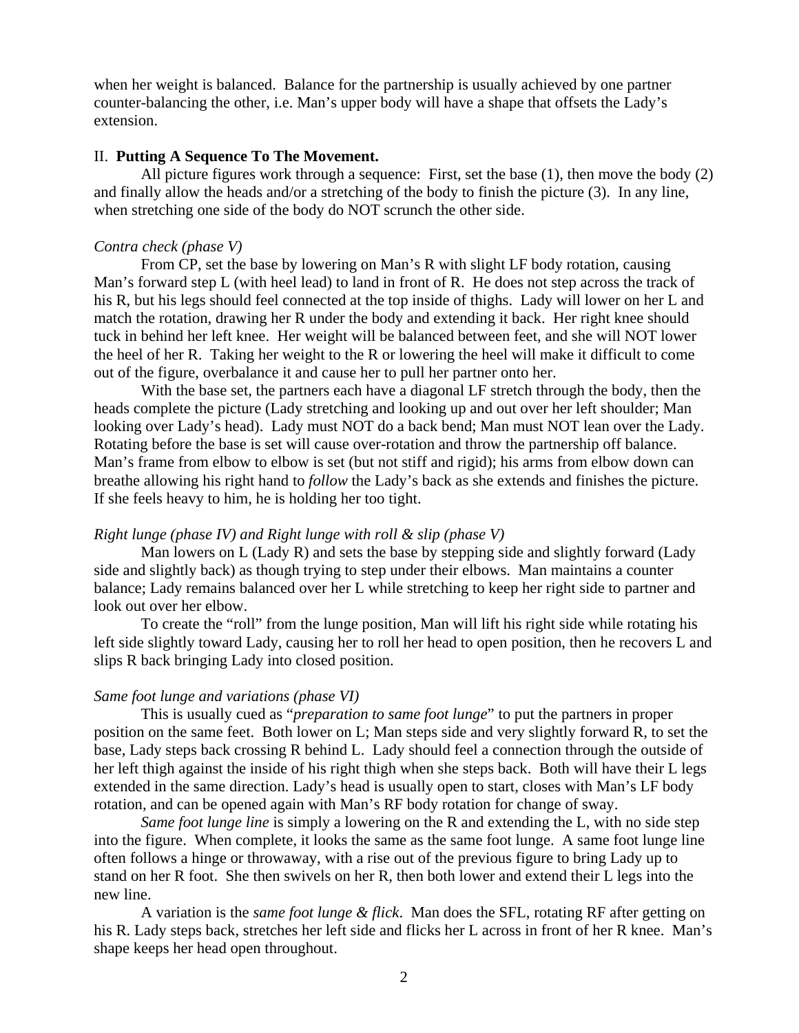when her weight is balanced. Balance for the partnership is usually achieved by one partner counter-balancing the other, i.e. Man's upper body will have a shape that offsets the Lady's extension.

## II. **Putting A Sequence To The Movement.**

All picture figures work through a sequence: First, set the base (1), then move the body (2) and finally allow the heads and/or a stretching of the body to finish the picture (3). In any line, when stretching one side of the body do NOT scrunch the other side.

*Contra check (phase V)*

From CP, set the base by lowering on Man's R with slight LF body rotation, causing Man's forward step L (with heel lead) to land in front of R. He does not step across the track of his R, but his legs should feel connected at the top inside of thighs. Lady will lower on her L and match the rotation, drawing her R under the body and extending it back. Her right knee should tuck in behind her left knee. Her weight will be balanced between feet, and she will NOT lower the heel of her R. Taking her weight to the R or lowering the heel will make it difficult to come out of the figure, overbalance it and cause her to pull her partner onto her.

With the base set, the partners each have a diagonal LF stretch through the body, then the heads complete the picture (Lady stretching and looking up and out over her left shoulder; Man looking over Lady's head). Lady must NOT do a back bend; Man must NOT lean over the Lady. Rotating before the base is set will cause over-rotation and throw the partnership off balance. Man's frame from elbow to elbow is set (but not stiff and rigid); his arms from elbow down can breathe allowing his right hand to *follow* the Lady's back as she extends and finishes the picture. If she feels heavy to him, he is holding her too tight.

*Right lunge (phase IV) and Right lunge with roll & slip (phase V)*

Man lowers on L (Lady R) and sets the base by stepping side and slightly forward (Lady side and slightly back) as though trying to step under their elbows. Man maintains a counter balance; Lady remains balanced over her L while stretching to keep her right side to partner and look out over her elbow.

To create the "roll" from the lunge position, Man will lift his right side while rotating his left side slightly toward Lady, causing her to roll her head to open position, then he recovers L and slips R back bringing Lady into closed position.

*Same foot lunge and variations (phase VI)*

This is usually cued as "*preparation to same foot lunge*" to put the partners in proper position on the same feet. Both lower on L; Man steps side and very slightly forward R, to set the base, Lady steps back crossing R behind L. Lady should feel a connection through the outside of her left thigh against the inside of his right thigh when she steps back. Both will have their L legs extended in the same direction. Lady's head is usually open to start, closes with Man's LF body rotation, and can be opened again with Man's RF body rotation for change of sway.

*Same foot lunge line* is simply a lowering on the R and extending the L, with no side step into the figure. When complete, it looks the same as the same foot lunge. A same foot lunge line often follows a hinge or throwaway, with a rise out of the previous figure to bring Lady up to stand on her R foot. She then swivels on her R, then both lower and extend their L legs into the new line.

A variation is the *same foot lunge & flick*. Man does the SFL, rotating RF after getting on his R. Lady steps back, stretches her left side and flicks her L across in front of her R knee. Man's shape keeps her head open throughout.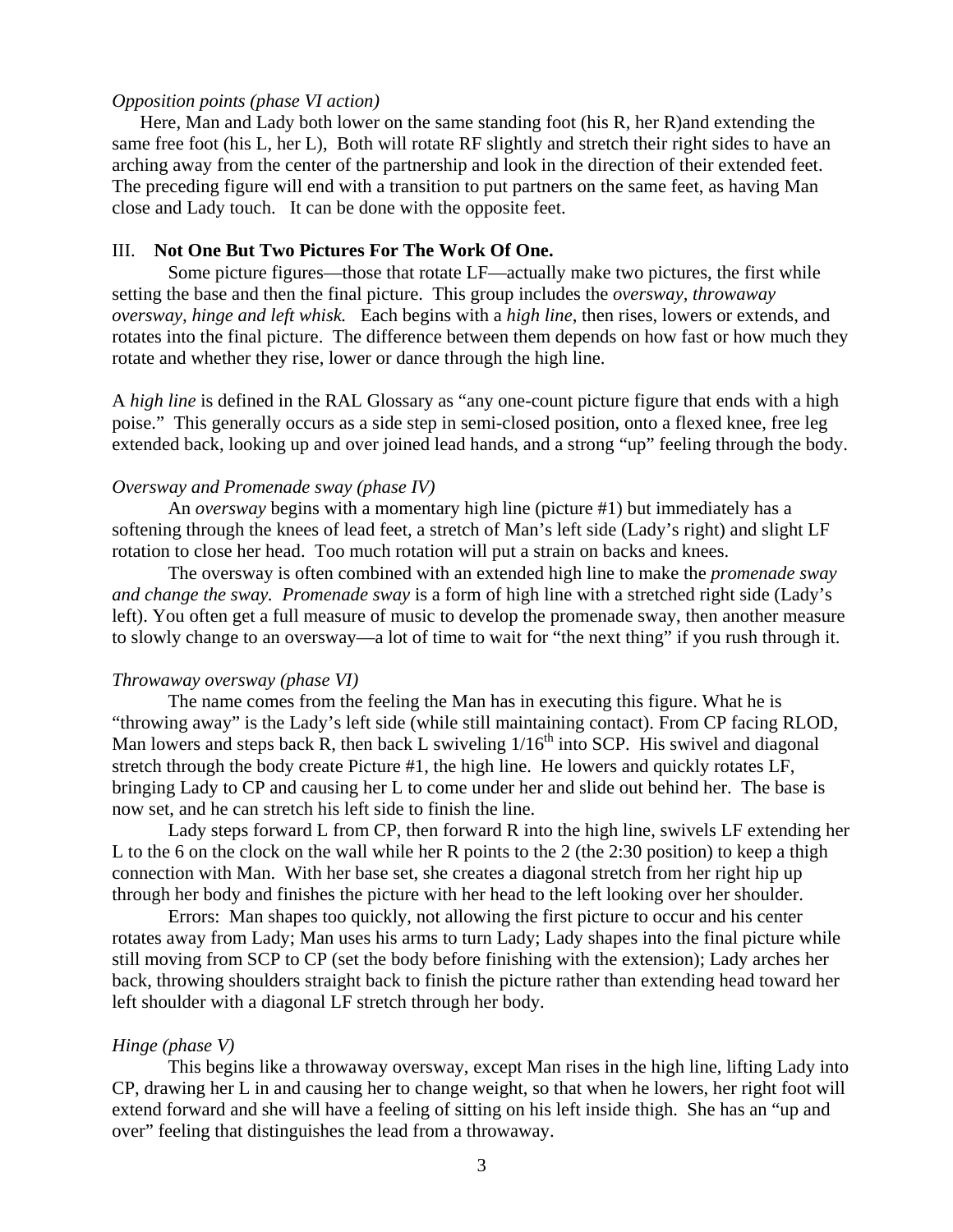*Opposition points (phase VI action)*

Here, Man and Lady both lower on the same standing foot (his R, her R)and extending the same free foot (his L, her L), Both will rotate RF slightly and stretch their right sides to have an arching away from the center of the partnership and look in the direction of their extended feet. The preceding figure will end with a transition to put partners on the same feet, as having Man close and Lady touch. It can be done with the opposite feet.

## III. **Not One But Two Pictures For The Work Of One.**

Some picture figures—those that rotate LF—actually make two pictures, the first while setting the base and then the final picture. This group includes the *oversway, throwaway oversway, hinge and left whisk.* Each begins with a *high line*, then rises, lowers or extends, and rotates into the final picture. The difference between them depends on how fast or how much they rotate and whether they rise, lower or dance through the high line.

A *high line* is defined in the RAL Glossary as "any one-count picture figure that ends with a high poise." This generally occurs as a side step in semi-closed position, onto a flexed knee, free leg extended back, looking up and over joined lead hands, and a strong "up" feeling through the body.

*Oversway and Promenade sway (phase IV)*

An *oversway* begins with a momentary high line (picture #1) but immediately has a softening through the knees of lead feet, a stretch of Man's left side (Lady's right) and slight LF rotation to close her head. Too much rotation will put a strain on backs and knees.

The oversway is often combined with an extended high line to make the *promenade sway and change the sway. Promenade sway* is a form of high line with a stretched right side (Lady's left). You often get a full measure of music to develop the promenade sway, then another measure to slowly change to an oversway—a lot of time to wait for "the next thing" if you rush through it.

*Throwaway oversway (phase VI)*

The name comes from the feeling the Man has in executing this figure. What he is "throwing away" is the Lady's left side (while still maintaining contact). From CP facing RLOD, Man lowers and steps back R, then back L swiveling $1/16^{th}$ into SCP. His swivel and diagonal stretch through the body create Picture #1, the high line. He lowers and quickly rotates LF, bringing Lady to CP and causing her L to come under her and slide out behind her. The base is now set, and he can stretch his left side to finish the line.

Lady steps forward L from CP, then forward R into the high line, swivels LF extending her L to the 6 on the clock on the wall while her R points to the 2 (the 2:30 position) to keep a thigh connection with Man. With her base set, she creates a diagonal stretch from her right hip up through her body and finishes the picture with her head to the left looking over her shoulder.

Errors: Man shapes too quickly, not allowing the first picture to occur and his center rotates away from Lady; Man uses his arms to turn Lady; Lady shapes into the final picture while still moving from SCP to CP (set the body before finishing with the extension); Lady arches her back, throwing shoulders straight back to finish the picture rather than extending head toward her left shoulder with a diagonal LF stretch through her body.

*Hinge (phase V)*

This begins like a throwaway oversway, except Man rises in the high line, lifting Lady into CP, drawing her L in and causing her to change weight, so that when he lowers, her right foot will extend forward and she will have a feeling of sitting on his left inside thigh. She has an "up and over" feeling that distinguishes the lead from a throwaway.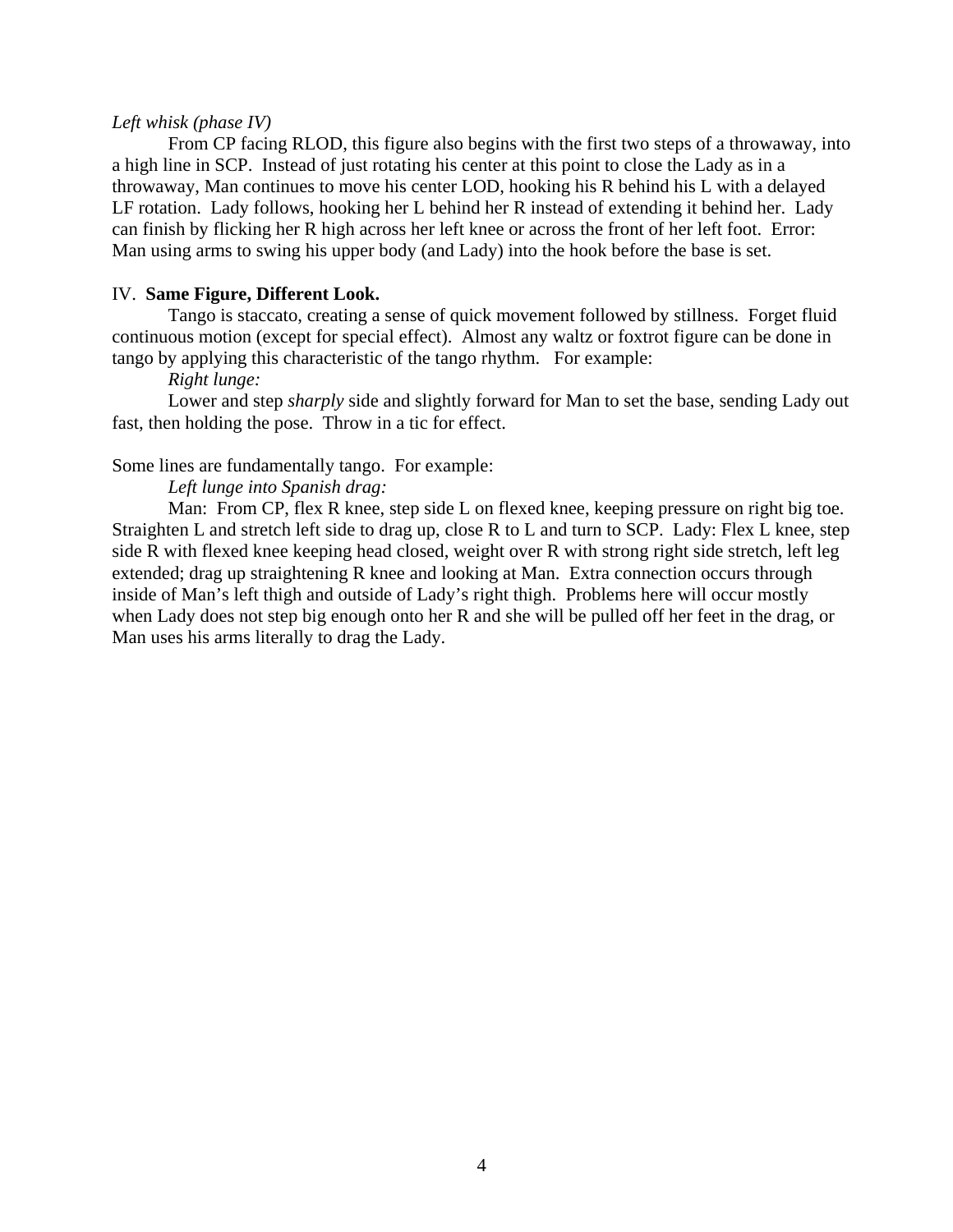*Left whisk (phase IV)*

From CP facing RLOD, this figure also begins with the first two steps of a throwaway, into a high line in SCP. Instead of just rotating his center at this point to close the Lady as in a throwaway, Man continues to move his center LOD, hooking his R behind his L with a delayed LF rotation. Lady follows, hooking her L behind her R instead of extending it behind her. Lady can finish by flicking her R high across her left knee or across the front of her left foot. Error: Man using arms to swing his upper body (and Lady) into the hook before the base is set.

## IV. **Same Figure, Different Look.**

Tango is staccato, creating a sense of quick movement followed by stillness. Forget fluid continuous motion (except for special effect). Almost any waltz or foxtrot figure can be done in tango by applying this characteristic of the tango rhythm. For example:

*Right lunge:*

Lower and step *sharply* side and slightly forward for Man to set the base, sending Lady out fast, then holding the pose. Throw in a tic for effect.

Some lines are fundamentally tango. For example:

*Left lunge into Spanish drag:*

Man: From CP, flex R knee, step side L on flexed knee, keeping pressure on right big toe. Straighten L and stretch left side to drag up, close R to L and turn to SCP. Lady: Flex L knee, step side R with flexed knee keeping head closed, weight over R with strong right side stretch, left leg extended; drag up straightening R knee and looking at Man. Extra connection occurs through inside of Man's left thigh and outside of Lady's right thigh. Problems here will occur mostly when Lady does not step big enough onto her R and she will be pulled off her feet in the drag, or Man uses his arms literally to drag the Lady.